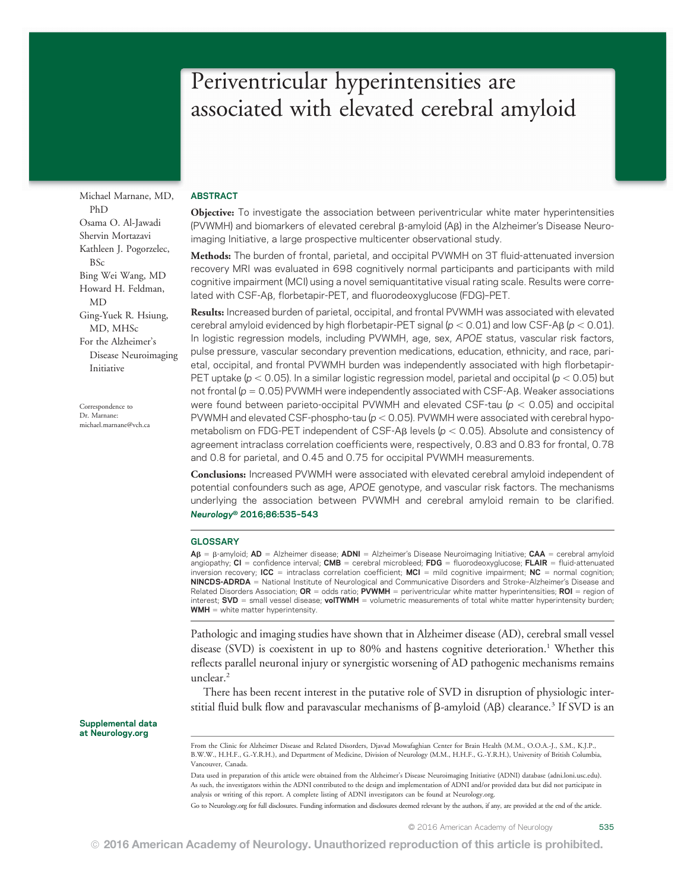# Periventricular hyperintensities are associated with elevated cerebral amyloid

Michael Marnane, MD, PhD
Osama O. Al-Jawadi
Shervin Mortazavi
Kathleen J. Pogorzelec, BSc
Bing Wei Wang, MD
Howard H. Feldman, MD
Ging-Yuek R. Hsiung, MD, MHSc
For the Alzheimer's Disease Neuroimaging Initiative

Correspondence to Dr. Marnane: michael.marnane@vch.ca

## ABSTRACT

**Objective:** To investigate the association between periventricular white mater hyperintensities (PVWMH) and biomarkers of elevated cerebral β-amyloid (Aβ) in the Alzheimer's Disease Neuroimaging Initiative, a large prospective multicenter observational study.

**Methods:** The burden of frontal, parietal, and occipital PVWMH on 3T fluid-attenuated inversion recovery MRI was evaluated in 698 cognitively normal participants and participants with mild cognitive impairment (MCI) using a novel semiquantitative visual rating scale. Results were correlated with CSF-Aβ, florbetapir-PET, and fluorodeoxyglucose (FDG)–PET.

**Results:** Increased burden of parietal, occipital, and frontal PVWMH was associated with elevated cerebral amyloid evidenced by high florbetapir-PET signal ($p < 0.01$) and low CSF-Aβ ($p < 0.01$). In logistic regression models, including PVWMH, age, sex, *APOE* status, vascular risk factors, pulse pressure, vascular secondary prevention medications, education, ethnicity, and race, parietal, occipital, and frontal PVWMH burden was independently associated with high florbetapir-PET uptake ($p < 0.05$). In a similar logistic regression model, parietal and occipital ($p < 0.05$) but not frontal ($p = 0.05$) PVWMH were independently associated with CSF-Aβ. Weaker associations were found between parieto-occipital PVWMH and elevated CSF-tau ($p < 0.05$) and occipital PVWMH and elevated CSF-phospho-tau ($p < 0.05$). PVWMH were associated with cerebral hypometabolism on FDG-PET independent of CSF-Aβ levels ($p < 0.05$). Absolute and consistency of agreement intraclass correlation coefficients were, respectively, 0.83 and 0.83 for frontal, 0.78 and 0.8 for parietal, and 0.45 and 0.75 for occipital PVWMH measurements.

**Conclusions:** Increased PVWMH were associated with elevated cerebral amyloid independent of potential confounders such as age, *APOE* genotype, and vascular risk factors. The mechanisms underlying the association between PVWMH and cerebral amyloid remain to be clarified. ***Neurology*® 2016;86:535–543**

## GLOSSARY

**Aβ** = β-amyloid; **AD** = Alzheimer disease; **ADNI** = Alzheimer's Disease Neuroimaging Initiative; **CAA** = cerebral amyloid angiopathy; **CI** = confidence interval; **CMB** = cerebral microbleed; **FDG** = fluorodeoxyglucose; **FLAIR** = fluid-attenuated inversion recovery; **ICC** = intraclass correlation coefficient; **MCI** = mild cognitive impairment; **NC** = normal cognition; **NINCDS-ADRDA** = National Institute of Neurological and Communicative Disorders and Stroke–Alzheimer's Disease and Related Disorders Association; **OR** = odds ratio; **PVWMH** = periventricular white matter hyperintensities; **ROI** = region of interest; **SVD** = small vessel disease; **volTWMH** = volumetric measurements of total white matter hyperintensity burden; **WMH** = white matter hyperintensity.

Pathologic and imaging studies have shown that in Alzheimer disease (AD), cerebral small vessel disease (SVD) is coexistent in up to 80% and hastens cognitive deterioration.[1] Whether this reflects parallel neuronal injury or synergistic worsening of AD pathogenic mechanisms remains unclear.[2]

There has been recent interest in the putative role of SVD in disruption of physiologic interstitial fluid bulk flow and paravascular mechanisms of β-amyloid (Aβ) clearance.[3] If SVD is an

Supplemental data at Neurology.org

From the Clinic for Alzheimer Disease and Related Disorders, Djavad Mowafaghian Center for Brain Health (M.M., O.O.A.-J., S.M., K.J.P., B.W.W., H.H.F., G.-Y.R.H.), and Department of Medicine, Division of Neurology (M.M., H.H.F., G.-Y.R.H.), University of British Columbia, Vancouver, Canada.

Data used in preparation of this article were obtained from the Alzheimer's Disease Neuroimaging Initiative (ADNI) database (adni.loni.usc.edu). As such, the investigators within the ADNI contributed to the design and implementation of ADNI and/or provided data but did not participate in analysis or writing of this report. A complete listing of ADNI investigators can be found at Neurology.org.

Go to Neurology.org for full disclosures. Funding information and disclosures deemed relevant by the authors, if any, are provided at the end of the article.

© 2016 American Academy of Neurology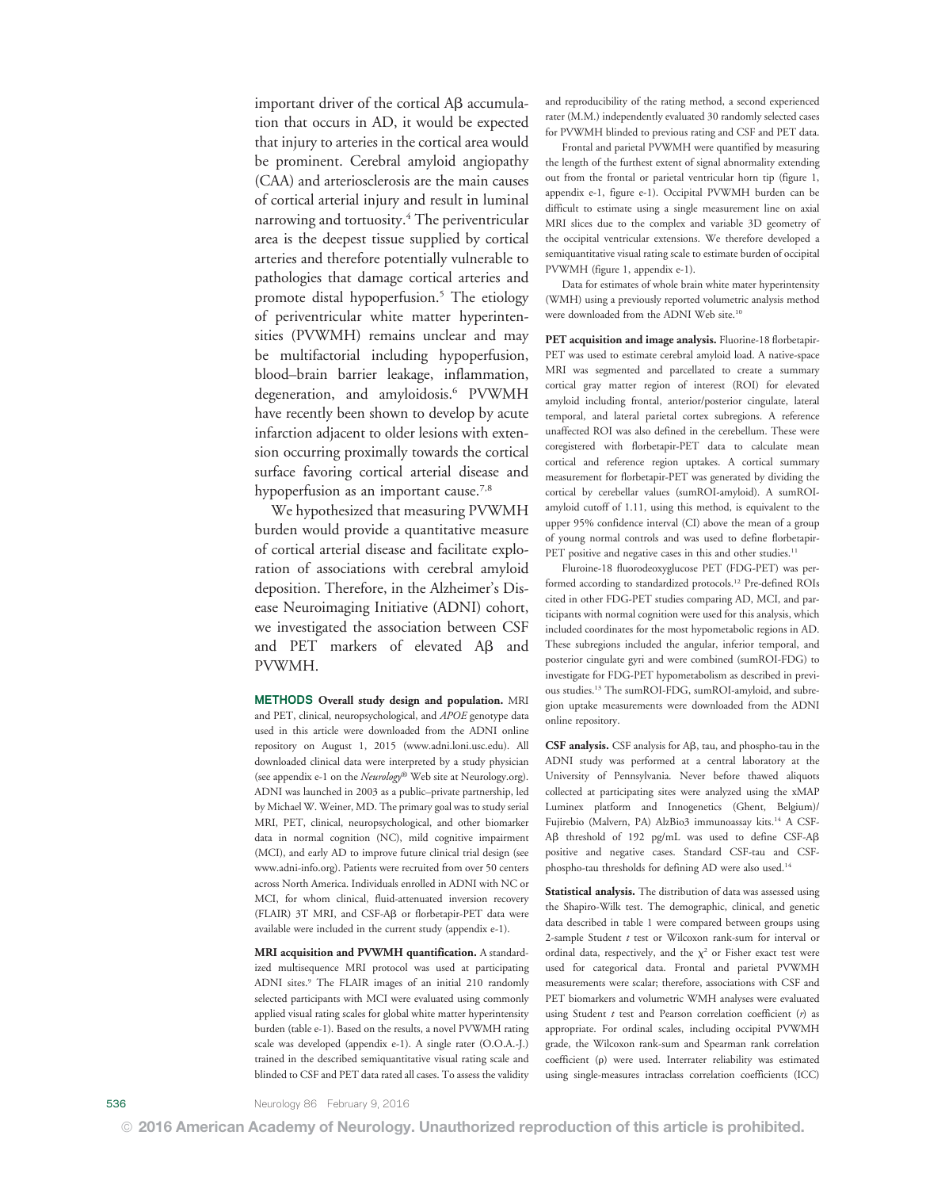important driver of the cortical Aβ accumulation that occurs in AD, it would be expected that injury to arteries in the cortical area would be prominent. Cerebral amyloid angiopathy (CAA) and arteriosclerosis are the main causes of cortical arterial injury and result in luminal narrowing and tortuosity.[4] The periventricular area is the deepest tissue supplied by cortical arteries and therefore potentially vulnerable to pathologies that damage cortical arteries and promote distal hypoperfusion.[5] The etiology of periventricular white matter hyperintensities (PVWMH) remains unclear and may be multifactorial including hypoperfusion, blood–brain barrier leakage, inflammation, degeneration, and amyloidosis.[6] PVWMH have recently been shown to develop by acute infarction adjacent to older lesions with extension occurring proximally towards the cortical surface favoring cortical arterial disease and hypoperfusion as an important cause.[7,8]

We hypothesized that measuring PVWMH burden would provide a quantitative measure of cortical arterial disease and facilitate exploration of associations with cerebral amyloid deposition. Therefore, in the Alzheimer's Disease Neuroimaging Initiative (ADNI) cohort, we investigated the association between CSF and PET markers of elevated Aβ and PVWMH.

## METHODS

**Overall study design and population.** MRI and PET, clinical, neuropsychological, and *APOE* genotype data used in this article were downloaded from the ADNI online repository on August 1, 2015 (www.adni.loni.usc.edu). All downloaded clinical data were interpreted by a study physician (see appendix e-1 on the *Neurology*® Web site at Neurology.org). ADNI was launched in 2003 as a public–private partnership, led by Michael W. Weiner, MD. The primary goal was to study serial MRI, PET, clinical, neuropsychological, and other biomarker data in normal cognition (NC), mild cognitive impairment (MCI), and early AD to improve future clinical trial design (see www.adni-info.org). Patients were recruited from over 50 centers across North America. Individuals enrolled in ADNI with NC or MCI, for whom clinical, fluid-attenuated inversion recovery (FLAIR) 3T MRI, and CSF-Aβ or florbetapir-PET data were available were included in the current study (appendix e-1).

**MRI acquisition and PVWMH quantification.** A standardized multisequence MRI protocol was used at participating ADNI sites.[9] The FLAIR images of an initial 210 randomly selected participants with MCI were evaluated using commonly applied visual rating scales for global white matter hyperintensity burden (table e-1). Based on the results, a novel PVWMH rating scale was developed (appendix e-1). A single rater (O.O.A.-J.) trained in the described semiquantitative visual rating scale and blinded to CSF and PET data rated all cases. To assess the validity and reproducibility of the rating method, a second experienced rater (M.M.) independently evaluated 30 randomly selected cases for PVWMH blinded to previous rating and CSF and PET data.

Frontal and parietal PVWMH were quantified by measuring the length of the furthest extent of signal abnormality extending out from the frontal or parietal ventricular horn tip (figure 1, appendix e-1, figure e-1). Occipital PVWMH burden can be difficult to estimate using a single measurement line on axial MRI slices due to the complex and variable 3D geometry of the occipital ventricular extensions. We therefore developed a semiquantitative visual rating scale to estimate burden of occipital PVWMH (figure 1, appendix e-1).

Data for estimates of whole brain white mater hyperintensity (WMH) using a previously reported volumetric analysis method were downloaded from the ADNI Web site.[10]

**PET acquisition and image analysis.** Fluorine-18 florbetapir-PET was used to estimate cerebral amyloid load. A native-space MRI was segmented and parcellated to create a summary cortical gray matter region of interest (ROI) for elevated amyloid including frontal, anterior/posterior cingulate, lateral temporal, and lateral parietal cortex subregions. A reference unaffected ROI was also defined in the cerebellum. These were coregistered with florbetapir-PET data to calculate mean cortical and reference region uptakes. A cortical summary measurement for florbetapir-PET was generated by dividing the cortical by cerebellar values (sumROI-amyloid). A sumROI-amyloid cutoff of 1.11, using this method, is equivalent to the upper 95% confidence interval (CI) above the mean of a group of young normal controls and was used to define florbetapir-PET positive and negative cases in this and other studies.[11]

Fluroine-18 fluorodeoxyglucose PET (FDG-PET) was performed according to standardized protocols.[12] Pre-defined ROIs cited in other FDG-PET studies comparing AD, MCI, and participants with normal cognition were used for this analysis, which included coordinates for the most hypometabolic regions in AD. These subregions included the angular, inferior temporal, and posterior cingulate gyri and were combined (sumROI-FDG) to investigate for FDG-PET hypometabolism as described in previous studies.[13] The sumROI-FDG, sumROI-amyloid, and subregion uptake measurements were downloaded from the ADNI online repository.

**CSF analysis.** CSF analysis for Aβ, tau, and phospho-tau in the ADNI study was performed at a central laboratory at the University of Pennsylvania. Never before thawed aliquots collected at participating sites were analyzed using the xMAP Luminex platform and Innogenetics (Ghent, Belgium)/Fujirebio (Malvern, PA) AlzBio3 immunoassay kits.[14] A CSF-Aβ threshold of 192 pg/mL was used to define CSF-Aβ positive and negative cases. Standard CSF-tau and CSF-phospho-tau thresholds for defining AD were also used.[14]

**Statistical analysis.** The distribution of data was assessed using the Shapiro-Wilk test. The demographic, clinical, and genetic data described in table 1 were compared between groups using 2-sample Student *t* test or Wilcoxon rank-sum for interval or ordinal data, respectively, and the $\chi^2$ or Fisher exact test were used for categorical data. Frontal and parietal PVWMH measurements were scalar; therefore, associations with CSF and PET biomarkers and volumetric WMH analyses were evaluated using Student *t* test and Pearson correlation coefficient ($r$) as appropriate. For ordinal scales, including occipital PVWMH grade, the Wilcoxon rank-sum and Spearman rank correlation coefficient ($\rho$) were used. Interrater reliability was estimated using single-measures intraclass correlation coefficients (ICC)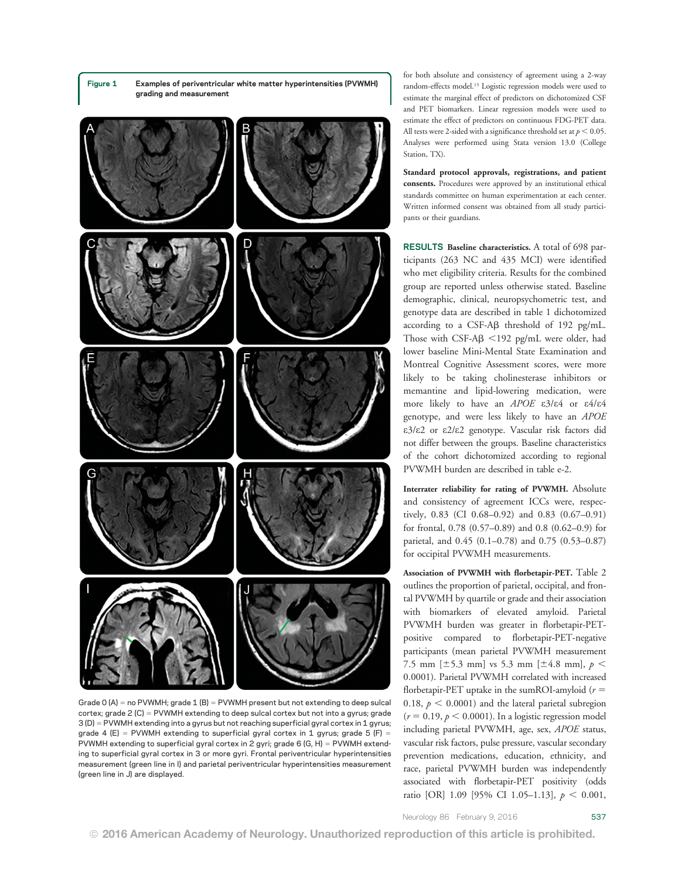**Figure 1** Examples of periventricular white matter hyperintensities (PVWMH) grading and measurement

Grade 0 (A) = no PVWMH; grade 1 (B) = PVWMH present but not extending to deep sulcal cortex; grade 2 (C) = PVWMH extending to deep sulcal cortex but not into a gyrus; grade 3 (D) = PVWMH extending into a gyrus but not reaching superficial gyral cortex in 1 gyrus; grade 4 (E) = PVWMH extending to superficial gyral cortex in 1 gyrus; grade 5 (F) = PVWMH extending to superficial gyral cortex in 2 gyri; grade 6 (G, H) = PVWMH extending to superficial gyral cortex in 3 or more gyri. Frontal periventricular hyperintensities measurement (green line in I) and parietal periventricular hyperintensities measurement (green line in J) are displayed.

for both absolute and consistency of agreement using a 2-way random-effects model.[15] Logistic regression models were used to estimate the marginal effect of predictors on dichotomized CSF and PET biomarkers. Linear regression models were used to estimate the effect of predictors on continuous FDG-PET data. All tests were 2-sided with a significance threshold set at $p < 0.05$. Analyses were performed using Stata version 13.0 (College Station, TX).

**Standard protocol approvals, registrations, and patient consents.** Procedures were approved by an institutional ethical standards committee on human experimentation at each center. Written informed consent was obtained from all study participants or their guardians.

## RESULTS

**Baseline characteristics.** A total of 698 participants (263 NC and 435 MCI) were identified who met eligibility criteria. Results for the combined group are reported unless otherwise stated. Baseline demographic, clinical, neuropsychometric test, and genotype data are described in table 1 dichotomized according to a CSF-Aβ threshold of 192 pg/mL. Those with CSF-Aβ <192 pg/mL were older, had lower baseline Mini-Mental State Examination and Montreal Cognitive Assessment scores, were more likely to be taking cholinesterase inhibitors or memantine and lipid-lowering medication, were more likely to have an *APOE* ε3/ε4 or ε4/ε4 genotype, and were less likely to have an *APOE* ε3/ε2 or ε2/ε2 genotype. Vascular risk factors did not differ between the groups. Baseline characteristics of the cohort dichotomized according to regional PVWMH burden are described in table e-2.

**Interrater reliability for rating of PVWMH.** Absolute and consistency of agreement ICCs were, respectively, 0.83 (CI 0.68–0.92) and 0.83 (0.67–0.91) for frontal, 0.78 (0.57–0.89) and 0.8 (0.62–0.9) for parietal, and 0.45 (0.1–0.78) and 0.75 (0.53–0.87) for occipital PVWMH measurements.

**Association of PVWMH with florbetapir-PET.** Table 2 outlines the proportion of parietal, occipital, and frontal PVWMH by quartile or grade and their association with biomarkers of elevated amyloid. Parietal PVWMH burden was greater in florbetapir-PET-positive compared to florbetapir-PET-negative participants (mean parietal PVWMH measurement 7.5 mm [±5.3 mm] vs 5.3 mm [±4.8 mm], $p < 0.0001$). Parietal PVWMH correlated with increased florbetapir-PET uptake in the sumROI-amyloid ($r = 0.18$, $p < 0.0001$) and the lateral parietal subregion ($r = 0.19$, $p < 0.0001$). In a logistic regression model including parietal PVWMH, age, sex, *APOE* status, vascular risk factors, pulse pressure, vascular secondary prevention medications, education, ethnicity, and race, parietal PVWMH burden was independently associated with florbetapir-PET positivity (odds ratio [OR] 1.09 [95% CI 1.05–1.13], $p < 0.001$,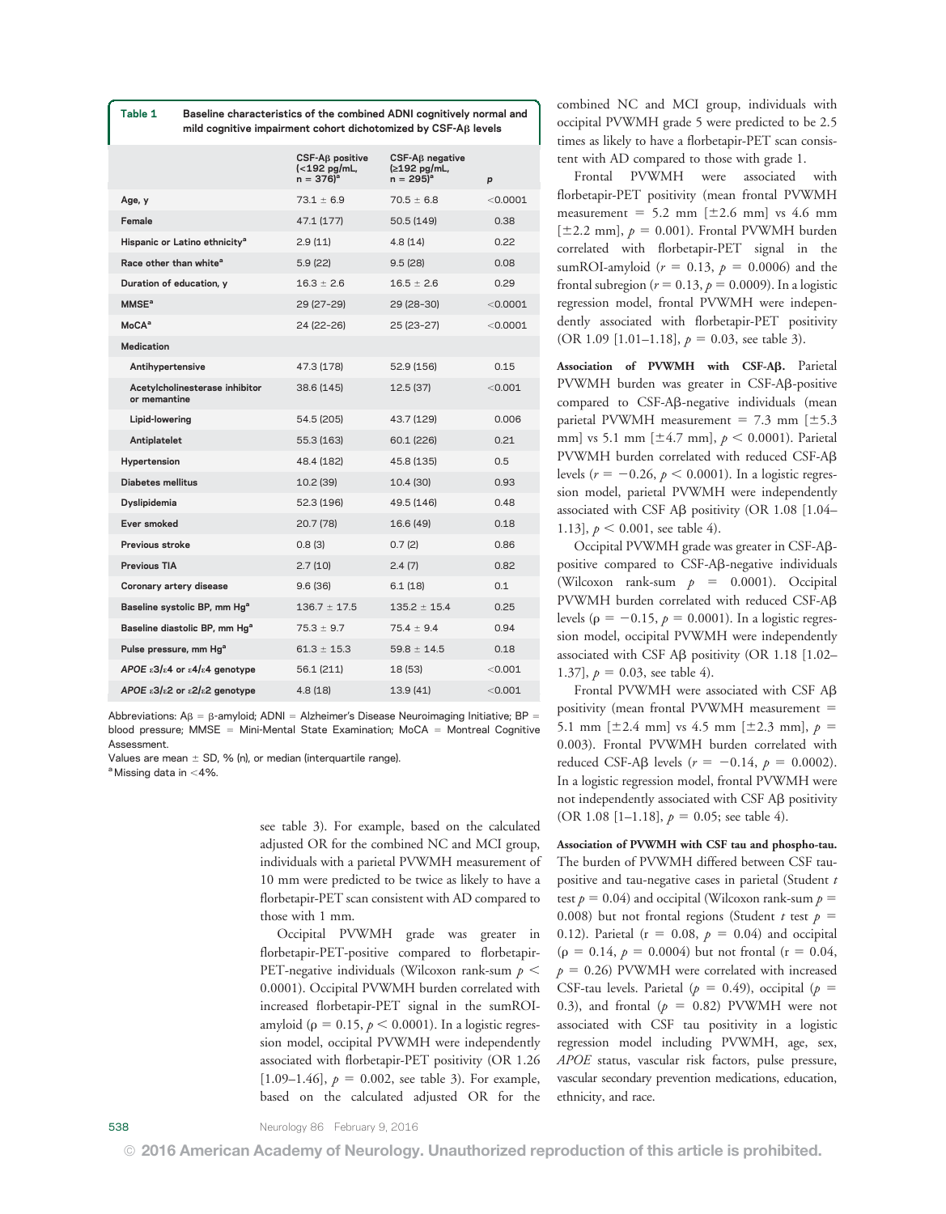**Table 1** Baseline characteristics of the combined ADNI cognitively normal and mild cognitive impairment cohort dichotomized by CSF-Aβ levels

| | CSF-Aβ positive (<192 pg/mL, n = 376)[a] | CSF-Aβ negative (≥192 pg/mL, n = 295)[a] | p |
|---|---|---|---|
| Age, y | 73.1 ± 6.9 | 70.5 ± 6.8 | <0.0001 |
| Female | 47.1 (177) | 50.5 (149) | 0.38 |
| Hispanic or Latino ethnicity[a] | 2.9 (11) | 4.8 (14) | 0.22 |
| Race other than white[a] | 5.9 (22) | 9.5 (28) | 0.08 |
| Duration of education, y | 16.3 ± 2.6 | 16.5 ± 2.6 | 0.29 |
| MMSE[a] | 29 (27–29) | 29 (28–30) | <0.0001 |
| MoCA[a] | 24 (22–26) | 25 (23–27) | <0.0001 |
| Medication | | | |
| Antihypertensive | 47.3 (178) | 52.9 (156) | 0.15 |
| Acetylcholinesterase inhibitor or memantine | 38.6 (145) | 12.5 (37) | <0.001 |
| Lipid-lowering | 54.5 (205) | 43.7 (129) | 0.006 |
| Antiplatelet | 55.3 (163) | 60.1 (226) | 0.21 |
| Hypertension | 48.4 (182) | 45.8 (135) | 0.5 |
| Diabetes mellitus | 10.2 (39) | 10.4 (30) | 0.93 |
| Dyslipidemia | 52.3 (196) | 49.5 (146) | 0.48 |
| Ever smoked | 20.7 (78) | 16.6 (49) | 0.18 |
| Previous stroke | 0.8 (3) | 0.7 (2) | 0.86 |
| Previous TIA | 2.7 (10) | 2.4 (7) | 0.82 |
| Coronary artery disease | 9.6 (36) | 6.1 (18) | 0.1 |
| Baseline systolic BP, mm Hg[a] | 136.7 ± 17.5 | 135.2 ± 15.4 | 0.25 |
| Baseline diastolic BP, mm Hg[a] | 75.3 ± 9.7 | 75.4 ± 9.4 | 0.94 |
| Pulse pressure, mm Hg[a] | 61.3 ± 15.3 | 59.8 ± 14.5 | 0.18 |
| *APOE* ε3/ε4 or ε4/ε4 genotype | 56.1 (211) | 18 (53) | <0.001 |
| *APOE* ε3/ε2 or ε2/ε2 genotype | 4.8 (18) | 13.9 (41) | <0.001 |

Abbreviations: Aβ = β-amyloid; ADNI = Alzheimer's Disease Neuroimaging Initiative; BP = blood pressure; MMSE = Mini-Mental State Examination; MoCA = Montreal Cognitive Assessment.
Values are mean ± SD, % (n), or median (interquartile range).
[a] Missing data in <4%.

see table 3). For example, based on the calculated adjusted OR for the combined NC and MCI group, individuals with a parietal PVWMH measurement of 10 mm were predicted to be twice as likely to have a florbetapir-PET scan consistent with AD compared to those with 1 mm.

Occipital PVWMH grade was greater in florbetapir-PET-positive compared to florbetapir-PET-negative individuals (Wilcoxon rank-sum $p < 0.0001$). Occipital PVWMH burden correlated with increased florbetapir-PET signal in the sumROI-amyloid ($\rho = 0.15$, $p < 0.0001$). In a logistic regression model, occipital PVWMH were independently associated with florbetapir-PET positivity (OR 1.26 [1.09–1.46], $p = 0.002$, see table 3). For example, based on the calculated adjusted OR for the combined NC and MCI group, individuals with occipital PVWMH grade 5 were predicted to be 2.5 times as likely to have a florbetapir-PET scan consistent with AD compared to those with grade 1.

Frontal PVWMH were associated with florbetapir-PET positivity (mean frontal PVWMH measurement = 5.2 mm [±2.6 mm] vs 4.6 mm [±2.2 mm], $p = 0.001$). Frontal PVWMH burden correlated with florbetapir-PET signal in the sumROI-amyloid ($r = 0.13$, $p = 0.0006$) and the frontal subregion ($r = 0.13$, $p = 0.0009$). In a logistic regression model, frontal PVWMH were independently associated with florbetapir-PET positivity (OR 1.09 [1.01–1.18], $p = 0.03$, see table 3).

**Association of PVWMH with CSF-Aβ.** Parietal PVWMH burden was greater in CSF-Aβ-positive compared to CSF-Aβ-negative individuals (mean parietal PVWMH measurement = 7.3 mm [±5.3 mm] vs 5.1 mm [±4.7 mm], $p < 0.0001$). Parietal PVWMH burden correlated with reduced CSF-Aβ levels ($r = -0.26$, $p < 0.0001$). In a logistic regression model, parietal PVWMH were independently associated with CSF Aβ positivity (OR 1.08 [1.04–1.13], $p < 0.001$, see table 4).

Occipital PVWMH grade was greater in CSF-Aβ-positive compared to CSF-Aβ-negative individuals (Wilcoxon rank-sum $p = 0.0001$). Occipital PVWMH burden correlated with reduced CSF-Aβ levels ($\rho = -0.15$, $p = 0.0001$). In a logistic regression model, occipital PVWMH were independently associated with CSF Aβ positivity (OR 1.18 [1.02–1.37], $p = 0.03$, see table 4).

Frontal PVWMH were associated with CSF Aβ positivity (mean frontal PVWMH measurement = 5.1 mm [±2.4 mm] vs 4.5 mm [±2.3 mm], $p = 0.003$). Frontal PVWMH burden correlated with reduced CSF-Aβ levels ($r = -0.14$, $p = 0.0002$). In a logistic regression model, frontal PVWMH were not independently associated with CSF Aβ positivity (OR 1.08 [1–1.18], $p = 0.05$; see table 4).

**Association of PVWMH with CSF tau and phospho-tau.** The burden of PVWMH differed between CSF tau-positive and tau-negative cases in parietal (Student *t* test $p = 0.04$) and occipital (Wilcoxon rank-sum $p = 0.008$) but not frontal regions (Student *t* test $p = 0.12$). Parietal ($r = 0.08$, $p = 0.04$) and occipital ($\rho = 0.14$, $p = 0.0004$) but not frontal ($r = 0.04$, $p = 0.26$) PVWMH were correlated with increased CSF-tau levels. Parietal ($p = 0.49$), occipital ($p = 0.3$), and frontal ($p = 0.82$) PVWMH were not associated with CSF tau positivity in a logistic regression model including PVWMH, age, sex, *APOE* status, vascular risk factors, pulse pressure, vascular secondary prevention medications, education, ethnicity, and race.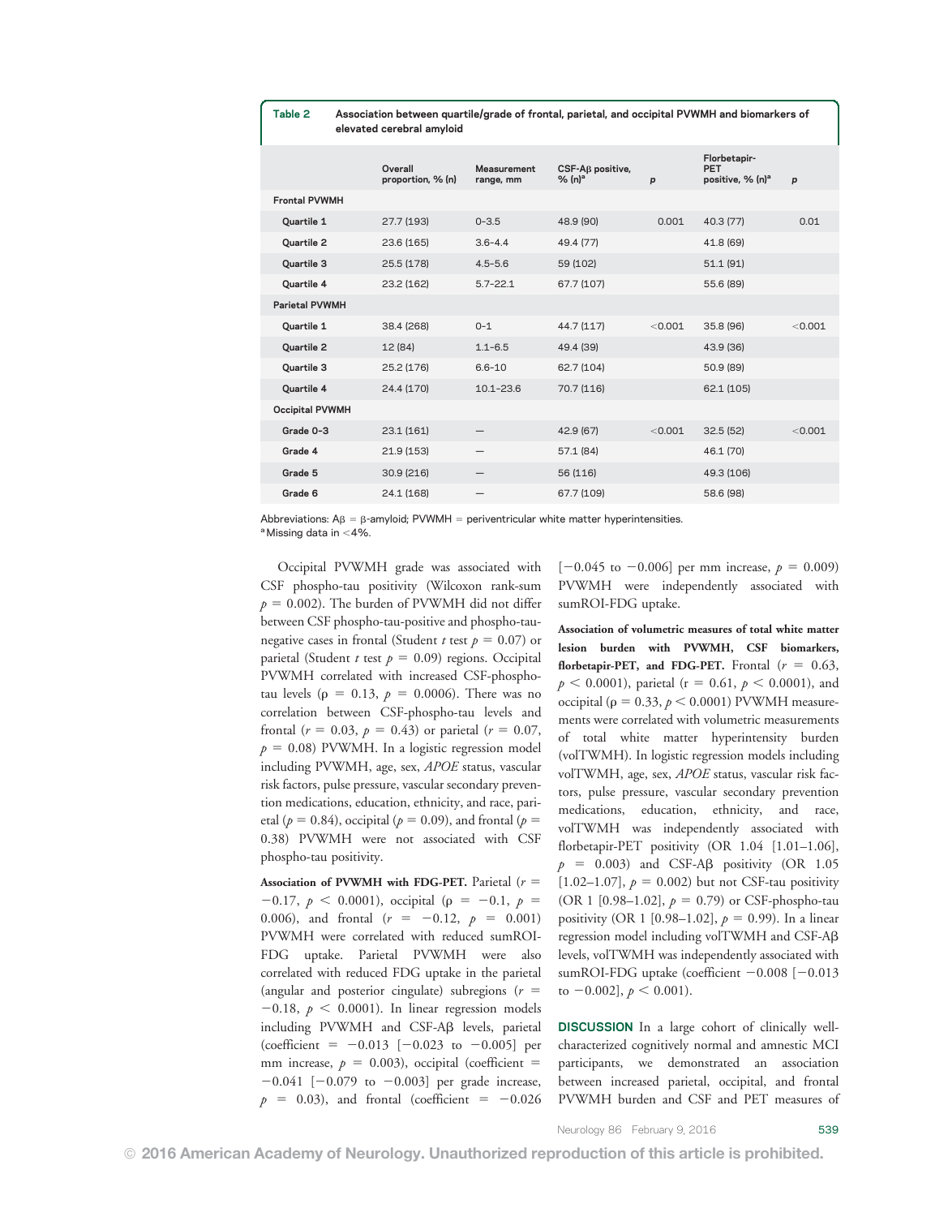**Table 2** Association between quartile/grade of frontal, parietal, and occipital PVWMH and biomarkers of elevated cerebral amyloid

| | Overall proportion, % (n) | Measurement range, mm | CSF-Aβ positive, % (n)[a] | p | Florbetapir-PET positive, % (n)[a] | p |
|---|---|---|---|---|---|---|
| **Frontal PVWMH** | | | | | | |
| Quartile 1 | 27.7 (193) | 0–3.5 | 48.9 (90) | 0.001 | 40.3 (77) | 0.01 |
| Quartile 2 | 23.6 (165) | 3.6–4.4 | 49.4 (77) | | 41.8 (69) | |
| Quartile 3 | 25.5 (178) | 4.5–5.6 | 59 (102) | | 51.1 (91) | |
| Quartile 4 | 23.2 (162) | 5.7–22.1 | 67.7 (107) | | 55.6 (89) | |
| **Parietal PVWMH** | | | | | | |
| Quartile 1 | 38.4 (268) | 0–1 | 44.7 (117) | <0.001 | 35.8 (96) | <0.001 |
| Quartile 2 | 12 (84) | 1.1–6.5 | 49.4 (39) | | 43.9 (36) | |
| Quartile 3 | 25.2 (176) | 6.6–10 | 62.7 (104) | | 50.9 (89) | |
| Quartile 4 | 24.4 (170) | 10.1–23.6 | 70.7 (116) | | 62.1 (105) | |
| **Occipital PVWMH** | | | | | | |
| Grade 0–3 | 23.1 (161) | — | 42.9 (67) | <0.001 | 32.5 (52) | <0.001 |
| Grade 4 | 21.9 (153) | — | 57.1 (84) | | 46.1 (70) | |
| Grade 5 | 30.9 (216) | — | 56 (116) | | 49.3 (106) | |
| Grade 6 | 24.1 (168) | — | 67.7 (109) | | 58.6 (98) | |

Abbreviations: Aβ = β-amyloid; PVWMH = periventricular white matter hyperintensities.
[a] Missing data in <4%.

Occipital PVWMH grade was associated with CSF phospho-tau positivity (Wilcoxon rank-sum $p = 0.002$). The burden of PVWMH did not differ between CSF phospho-tau-positive and phospho-tau-negative cases in frontal (Student *t* test $p = 0.07$) or parietal (Student *t* test $p = 0.09$) regions. Occipital PVWMH correlated with increased CSF-phospho-tau levels ($\rho = 0.13$, $p = 0.0006$). There was no correlation between CSF-phospho-tau levels and frontal ($r = 0.03$, $p = 0.43$) or parietal ($r = 0.07$, $p = 0.08$) PVWMH. In a logistic regression model including PVWMH, age, sex, *APOE* status, vascular risk factors, pulse pressure, vascular secondary prevention medications, education, ethnicity, and race, parietal ($p = 0.84$), occipital ($p = 0.09$), and frontal ($p = 0.38$) PVWMH were not associated with CSF phospho-tau positivity.

**Association of PVWMH with FDG-PET.** Parietal ($r = -0.17$, $p < 0.0001$), occipital ($\rho = -0.1$, $p = 0.006$), and frontal ($r = -0.12$, $p = 0.001$) PVWMH were correlated with reduced sumROI-FDG uptake. Parietal PVWMH were also correlated with reduced FDG uptake in the parietal (angular and posterior cingulate) subregions ($r = -0.18$, $p < 0.0001$). In linear regression models including PVWMH and CSF-Aβ levels, parietal (coefficient = −0.013 [−0.023 to −0.005] per mm increase, $p = 0.003$), occipital (coefficient = −0.041 [−0.079 to −0.003] per grade increase, $p = 0.03$), and frontal (coefficient = −0.026 [−0.045 to −0.006] per mm increase, $p = 0.009$) PVWMH were independently associated with sumROI-FDG uptake.

**Association of volumetric measures of total white matter lesion burden with PVWMH, CSF biomarkers, florbetapir-PET, and FDG-PET.** Frontal ($r = 0.63$, $p < 0.0001$), parietal ($r = 0.61$, $p < 0.0001$), and occipital ($\rho = 0.33$, $p < 0.0001$) PVWMH measurements were correlated with volumetric measurements of total white matter hyperintensity burden (volTWMH). In logistic regression models including volTWMH, age, sex, *APOE* status, vascular risk factors, pulse pressure, vascular secondary prevention medications, education, ethnicity, and race, volTWMH was independently associated with florbetapir-PET positivity (OR 1.04 [1.01–1.06], $p = 0.003$) and CSF-Aβ positivity (OR 1.05 [1.02–1.07], $p = 0.002$) but not CSF-tau positivity (OR 1 [0.98–1.02], $p = 0.79$) or CSF-phospho-tau positivity (OR 1 [0.98–1.02], $p = 0.99$). In a linear regression model including volTWMH and CSF-Aβ levels, volTWMH was independently associated with sumROI-FDG uptake (coefficient −0.008 [−0.013 to −0.002], $p < 0.001$).

**DISCUSSION** In a large cohort of clinically well-characterized cognitively normal and amnestic MCI participants, we demonstrated an association between increased parietal, occipital, and frontal PVWMH burden and CSF and PET measures of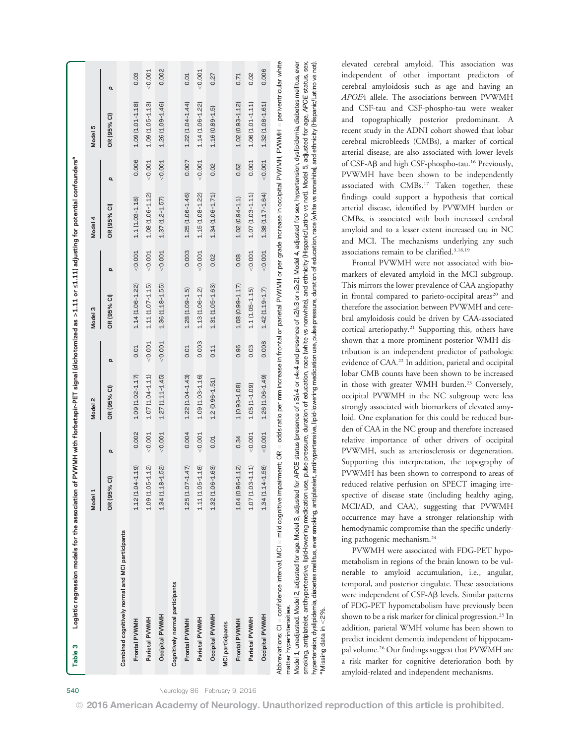**Table 3 Logistic regression models for the association of PVWMH with florbetapir-PET signal (dichotomized as >1.11 or ≤1.11) adjusting for potential confounders[a]**

| | Model 1 | | Model 2 | | Model 3 | | Model 4 | | Model 5 | |
|---|---|---|---|---|---|---|---|---|---|---|
| | OR (95% CI) | p | OR (95% CI) | p | OR (95% CI) | p | OR (95% CI) | p | OR (95% CI) | p |
| **Combined cognitively normal and MCI participants** | | | | | | | | | | |
| Frontal PVWMH | 1.12 (1.04–1.19) | 0.002 | 1.09 (1.02–1.17) | 0.01 | 1.14 (1.06–1.22) | <0.001 | 1.1 (1.03–1.18) | 0.006 | 1.09 (1.01–1.18) | 0.03 |
| Parietal PVWMH | 1.09 (1.05–1.12) | <0.001 | 1.07 (1.04–1.11) | <0.001 | 1.11 (1.07–1.15) | <0.001 | 1.08 (1.06–1.12) | <0.001 | 1.09 (1.05–1.13) | <0.001 |
| Occipital PVWMH | 1.34 (1.18–1.52) | <0.001 | 1.27 (1.11–1.45) | <0.001 | 1.36 (1.18–1.55) | <0.001 | 1.37 (1.2–1.57) | <0.001 | 1.26 (1.09–1.46) | 0.002 |
| **Cognitively normal participants** | | | | | | | | | | |
| Frontal PVWMH | 1.25 (1.07–1.47) | 0.004 | 1.22 (1.04–1.43) | 0.01 | 1.28 (1.09–1.5) | 0.003 | 1.25 (1.06–1.46) | 0.007 | 1.22 (1.04–1.44) | 0.01 |
| Parietal PVWMH | 1.11 (1.05–1.18) | <0.001 | 1.09 (1.03–1.16) | 0.003 | 1.13 (1.06–1.2) | <0.001 | 1.15 (1.08–1.22) | <0.001 | 1.14 (1.06–1.22) | <0.001 |
| Occipital PVWMH | 1.32 (1.06–1.63) | 0.01 | 1.2 (0.96–1.51) | 0.11 | 1.31 (1.05–1.63) | 0.02 | 1.34 (1.06–1.71) | 0.02 | 1.16 (0.89–1.5) | 0.27 |
| **MCI participants** | | | | | | | | | | |
| Frontal PVWMH | 1.04 (0.96–1.12) | 0.34 | 1 (0.93–1.08) | 0.96 | 1.08 (0.99–1.17) | 0.08 | 1.02 (0.94–1.1) | 0.62 | 1.02 (0.93–1.12) | 0.71 |
| Parietal PVWMH | 1.07 (1.03–1.11) | <0.001 | 1.05 (1–1.09) | 0.03 | 1.1 (1.05–1.15) | <0.001 | 1.07 (1.03–1.11) | 0.001 | 1.06 (1.01–1.11) | 0.02 |
| Occipital PVWMH | 1.34 (1.14–1.58) | <0.001 | 1.26 (1.06–1.49) | 0.008 | 1.42 (1.19–1.7) | <0.001 | 1.38 (1.17–1.64) | <0.001 | 1.32 (1.08–1.61) | 0.006 |

Abbreviations: CI = confidence interval; MCI = mild cognitive impairment; OR = odds ratio per mm increase in frontal or parietal PVWMH or per grade increase in occipital PVWMH; PVWMH = periventricular white matter hyperintensities.

Model 1, unadjusted. Model 2, adjusted for age. Model 3, adjusted for APOE status (presence of ε3/ε4 or ε4:4 and presence of ε2/ε3 or ε2ε2). Model 4, adjusted for sex, hypertension, dyslipidemia, diabetes mellitus, ever smoking, antiplatelet, antihypertensive, lipid-lowering medication use, pulse pressure, duration of education, race (white vs nonwhite), and ethnicity (Hispanic/Latino vs not). Model 5, adjusted for age, *APOE* status, sex, hypertension, dyslipidemia, diabetes mellitus, ever smoking, antiplatelet, antihypertensive, lipid-lowering medication use, pulse pressure, duration of education, race (white vs nonwhite), and ethnicity (Hispanic/Latino vs not).

[a] Missing data in <2%.

elevated cerebral amyloid. This association was independent of other important predictors of cerebral amyloidosis such as age and having an *APOE*4 allele. The associations between PVWMH and CSF-tau and CSF-phospho-tau were weaker and topographically posterior predominant. A recent study in the ADNI cohort showed that lobar cerebral microbleeds (CMBs), a marker of cortical arterial disease, are also associated with lower levels of CSF-Aβ and high CSF-phospho-tau.[16] Previously, PVWMH have been shown to be independently associated with CMBs.[17] Taken together, these findings could support a hypothesis that cortical arterial disease, identified by PVWMH burden or CMBs, is associated with both increased cerebral amyloid and to a lesser extent increased tau in NC and MCI. The mechanisms underlying any such associations remain to be clarified.[3,18,19]

Frontal PVWMH were not associated with biomarkers of elevated amyloid in the MCI subgroup. This mirrors the lower prevalence of CAA angiopathy in frontal compared to parieto-occipital areas[20] and therefore the association between PVWMH and cerebral amyloidosis could be driven by CAA-associated cortical arteriopathy.[21] Supporting this, others have shown that a more prominent posterior WMH distribution is an independent predictor of pathologic evidence of CAA.[22] In addition, parietal and occipital lobar CMB counts have been shown to be increased in those with greater WMH burden.[23] Conversely, occipital PVWMH in the NC subgroup were less strongly associated with biomarkers of elevated amyloid. One explanation for this could be reduced burden of CAA in the NC group and therefore increased relative importance of other drivers of occipital PVWMH, such as arteriosclerosis or degeneration. Supporting this interpretation, the topography of PVWMH has been shown to correspond to areas of reduced relative perfusion on SPECT imaging irrespective of disease state (including healthy aging, MCI/AD, and CAA), suggesting that PVWMH occurrence may have a stronger relationship with hemodynamic compromise than the specific underlying pathogenic mechanism.[24]

PVWMH were associated with FDG-PET hypometabolism in regions of the brain known to be vulnerable to amyloid accumulation, i.e., angular, temporal, and posterior cingulate. These associations were independent of CSF-Aβ levels. Similar patterns of FDG-PET hypometabolism have previously been shown to be a risk marker for clinical progression.[25] In addition, parietal WMH volume has been shown to predict incident dementia independent of hippocampal volume.[26] Our findings suggest that PVWMH are a risk marker for cognitive deterioration both by amyloid-related and independent mechanisms.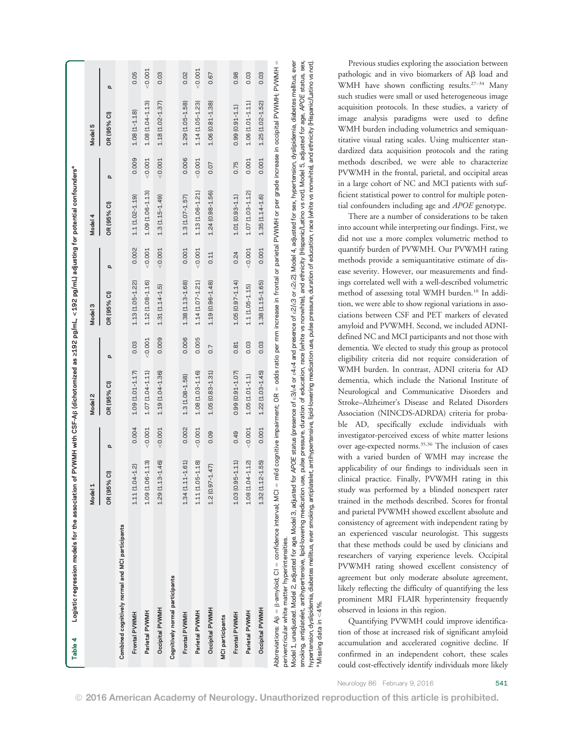**Table 4 Logistic regression models for the association of PVWMH with CSF-Aβ (dichotomized as ≥192 pg/mL, <192 pg/mL) adjusting for potential confounders[a]**

| | Model 1 | | Model 2 | | Model 3 | | Model 4 | | Model 5 | |
|---|---|---|---|---|---|---|---|---|---|---|
| | OR (95% CI) | p | OR (95% CI) | p | OR (95% CI) | p | OR (95% CI) | p | OR (95% CI) | p |
| **Combined cognitively normal and MCI participants** | | | | | | | | | | |
| Frontal PVWMH | 1.11 (1.04–1.2) | 0.004 | 1.09 (1.01–1.17) | 0.03 | 1.13 (1.05–1.22) | 0.002 | 1.1 (1.02–1.19) | 0.009 | 1.08 (1–1.18) | 0.05 |
| Parietal PVWMH | 1.09 (1.06–1.13) | <0.001 | 1.07 (1.04–1.11) | <0.001 | 1.12 (1.08–1.16) | <0.001 | 1.09 (1.06–1.13) | <0.001 | 1.08 (1.04–1.13) | <0.001 |
| Occipital PVWMH | 1.29 (1.13–1.46) | <0.001 | 1.19 (1.04–1.36) | 0.009 | 1.31 (1.14–1.5) | <0.001 | 1.3 (1.15–1.49) | <0.001 | 1.18 (1.02–1.37) | 0.03 |
| **Cognitively normal participants** | | | | | | | | | | |
| Frontal PVWMH | 1.34 (1.11–1.61) | 0.002 | 1.3 (1.08–1.58) | 0.006 | 1.38 (1.13–1.68) | 0.001 | 1.3 (1.07–1.57) | 0.006 | 1.29 (1.05–1.58) | 0.02 |
| Parietal PVWMH | 1.11 (1.05–1.18) | <0.001 | 1.08 (1.03–1.16) | 0.005 | 1.14 (1.07–1.21) | <0.001 | 1.13 (1.06–1.21) | <0.001 | 1.14 (1.05–1.23) | <0.001 |
| Occipital PVWMH | 1.2 (0.97–1.47) | 0.09 | 1.05 (0.83–1.31) | 0.7 | 1.19 (0.96–1.48) | 0.11 | 1.24 (0.98–1.56) | 0.07 | 1.06 (0.81–1.38) | 0.67 |
| **MCI participants** | | | | | | | | | | |
| Frontal PVWMH | 1.03 (0.95–1.11) | 0.49 | 0.99 (0.91–1.07) | 0.81 | 1.05 (0.97–1.14) | 0.24 | 1.01 (0.93–1.1) | 0.75 | 0.99 (0.91–1.1) | 0.98 |
| Parietal PVWMH | 1.08 (1.04–1.12) | <0.001 | 1.05 (1.01–1.1) | 0.03 | 1.1 (1.05–1.15) | <0.001 | 1.07 (1.03–1.12) | 0.001 | 1.06 (1.01–1.11) | 0.03 |
| Occipital PVWMH | 1.32 (1.12–1.55) | 0.001 | 1.22 (1.03–1.45) | 0.03 | 1.38 (1.15–1.65) | 0.001 | 1.35 (1.14–1.6) | 0.001 | 1.25 (1.02–1.52) | 0.03 |

Abbreviations: Aβ = β-amyloid; CI = confidence interval; MCI = mild cognitive impairment; OR = odds ratio per mm increase in frontal or parietal PVWMH or per grade increase in occipital PVWMH; PVWMH = periventricular white matter hyperintensities.

Model 1, unadjusted. Model 2, adjusted for age. Model 3, adjusted for *APOE* status (presence of ε3/ε4 or ε4/ε4 and presence of ε2/ε3 or ε2/ε2). Model 4, adjusted for sex, hypertension, dyslipidemia, diabetes mellitus, ever smoking, antiplatelet, antihypertensive, lipid-lowering medication use, pulse pressure, duration of education, race (white vs nonwhite), and ethnicity (Hispanic/Latino vs not). Model 5, adjusted for age, *APOE* status, sex, hypertension, dyslipidemia, diabetes mellitus, ever smoking, antiplatelet, antihypertensive, lipid-lowering medication use, pulse pressure, duration of education, race (white vs nonwhite), and ethnicity (Hispanic/Latino vs not).

[a] Missing data in <4%.

Previous studies exploring the association between pathologic and in vivo biomarkers of Aβ load and WMH have shown conflicting results.[27–34] Many such studies were small or used heterogeneous image acquisition protocols. In these studies, a variety of image analysis paradigms were used to define WMH burden including volumetrics and semiquantitative visual rating scales. Using multicenter standardized data acquisition protocols and the rating methods described, we were able to characterize PVWMH in the frontal, parietal, and occipital areas in a large cohort of NC and MCI patients with sufficient statistical power to control for multiple potential confounders including age and *APOE* genotype.

There are a number of considerations to be taken into account while interpreting our findings. First, we did not use a more complex volumetric method to quantify burden of PVWMH. Our PVWMH rating methods provide a semiquantitative estimate of disease severity. However, our measurements and findings correlated well with a well-described volumetric method of assessing total WMH burden.[10] In addition, we were able to show regional variations in associations between CSF and PET markers of elevated amyloid and PVWMH. Second, we included ADNI-defined NC and MCI participants and not those with dementia. We elected to study this group as protocol eligibility criteria did not require consideration of WMH burden. In contrast, ADNI criteria for AD dementia, which include the National Institute of Neurological and Communicative Disorders and Stroke–Alzheimer's Disease and Related Disorders Association (NINCDS-ADRDA) criteria for probable AD, specifically exclude individuals with investigator-perceived excess of white matter lesions over age-expected norms.[35,36] The inclusion of cases with a varied burden of WMH may increase the applicability of our findings to individuals seen in clinical practice. Finally, PVWMH rating in this study was performed by a blinded nonexpert rater trained in the methods described. Scores for frontal and parietal PVWMH showed excellent absolute and consistency of agreement with independent rating by an experienced vascular neurologist. This suggests that these methods could be used by clinicians and researchers of varying experience levels. Occipital PVWMH rating showed excellent consistency of agreement but only moderate absolute agreement, likely reflecting the difficulty of quantifying the less prominent MRI FLAIR hyperintensity frequently observed in lesions in this region.

Quantifying PVWMH could improve identification of those at increased risk of significant amyloid accumulation and accelerated cognitive decline. If confirmed in an independent cohort, these scales could cost-effectively identify individuals more likely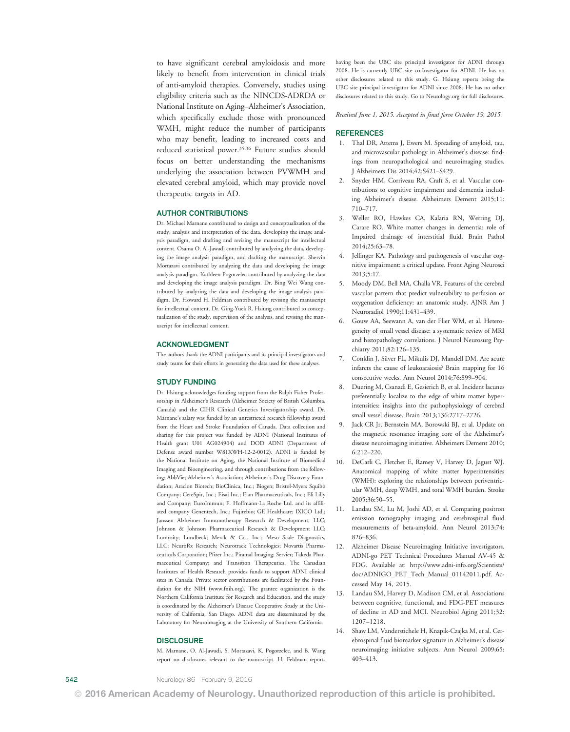to have significant cerebral amyloidosis and more likely to benefit from intervention in clinical trials of anti-amyloid therapies. Conversely, studies using eligibility criteria such as the NINCDS-ADRDA or National Institute on Aging–Alzheimer's Association, which specifically exclude those with pronounced WMH, might reduce the number of participants who may benefit, leading to increased costs and reduced statistical power.[35,36] Future studies should focus on better understanding the mechanisms underlying the association between PVWMH and elevated cerebral amyloid, which may provide novel therapeutic targets in AD.

## AUTHOR CONTRIBUTIONS

Dr. Michael Marnane contributed to design and conceptualization of the study, analysis and interpretation of the data, developing the image analysis paradigm, and drafting and revising the manuscript for intellectual content. Osama O. Al-Jawadi contributed by analyzing the data, developing the image analysis paradigm, and drafting the manuscript. Shervin Mortazavi contributed by analyzing the data and developing the image analysis paradigm. Kathleen Pogorzelec contributed by analyzing the data and developing the image analysis paradigm. Dr. Bing Wei Wang contributed by analyzing the data and developing the image analysis paradigm. Dr. Howard H. Feldman contributed by revising the manuscript for intellectual content. Dr. Ging-Yuek R. Hsiung contributed to conceptualization of the study, supervision of the analysis, and revising the manuscript for intellectual content.

## ACKNOWLEDGMENT

The authors thank the ADNI participants and its principal investigators and study teams for their efforts in generating the data used for these analyses.

## STUDY FUNDING

Dr. Hsiung acknowledges funding support from the Ralph Fisher Professorship in Alzheimer's Research (Alzheimer Society of British Columbia, Canada) and the CIHR Clinical Genetics Investigatorship award. Dr. Marnane's salary was funded by an unrestricted research fellowship award from the Heart and Stroke Foundation of Canada. Data collection and sharing for this project was funded by ADNI (National Institutes of Health grant U01 AG024904) and DOD ADNI (Department of Defense award number W81XWH-12-2-0012). ADNI is funded by the National Institute on Aging, the National Institute of Biomedical Imaging and Bioengineering, and through contributions from the following: AbbVie; Alzheimer's Association; Alzheimer's Drug Discovery Foundation; Araclon Biotech; BioClinica, Inc.; Biogen; Bristol-Myers Squibb Company; CereSpir, Inc.; Eisai Inc.; Elan Pharmaceuticals, Inc.; Eli Lilly and Company; EuroImmun; F. Hoffmann-La Roche Ltd. and its affiliated company Genentech, Inc.; Fujirebio; GE Healthcare; IXICO Ltd.; Janssen Alzheimer Immunotherapy Research & Development, LLC; Johnson & Johnson Pharmaceutical Research & Development LLC; Lumosity; Lundbeck; Merck & Co., Inc.; Meso Scale Diagnostics, LLC; NeuroRx Research; Neurotrack Technologies; Novartis Pharmaceuticals Corporation; Pfizer Inc.; Piramal Imaging; Servier; Takeda Pharmaceutical Company; and Transition Therapeutics. The Canadian Institutes of Health Research provides funds to support ADNI clinical sites in Canada. Private sector contributions are facilitated by the Foundation for the NIH (www.fnih.org). The grantee organization is the Northern California Institute for Research and Education, and the study is coordinated by the Alzheimer's Disease Cooperative Study at the University of California, San Diego. ADNI data are disseminated by the Laboratory for Neuroimaging at the University of Southern California.

## DISCLOSURE

M. Marnane, O. Al-Jawadi, S. Mortazavi, K. Pogorzelec, and B. Wang report no disclosures relevant to the manuscript. H. Feldman reports having been the UBC site principal investigator for ADNI through 2008. He is currently UBC site co-Investigator for ADNI. He has no other disclosures related to this study. G. Hsiung reports being the UBC site principal investigator for ADNI since 2008. He has no other disclosures related to this study. Go to Neurology.org for full disclosures.

*Received June 1, 2015. Accepted in final form October 19, 2015.*

## REFERENCES

1. Thal DR, Attems J, Ewers M. Spreading of amyloid, tau, and microvascular pathology in Alzheimer's disease: findings from neuropathological and neuroimaging studies. J Alzheimers Dis 2014;42:S421–S429.
2. Snyder HM, Corriveau RA, Craft S, et al. Vascular contributions to cognitive impairment and dementia including Alzheimer's disease. Alzheimers Dement 2015;11:710–717.
3. Weller RO, Hawkes CA, Kalaria RN, Werring DJ, Carare RO. White matter changes in dementia: role of Impaired drainage of interstitial fluid. Brain Pathol 2014;25:63–78.
4. Jellinger KA. Pathology and pathogenesis of vascular cognitive impairment: a critical update. Front Aging Neurosci 2013;5:17.
5. Moody DM, Bell MA, Challa VR. Features of the cerebral vascular pattern that predict vulnerability to perfusion or oxygenation deficiency: an anatomic study. AJNR Am J Neuroradiol 1990;11:431–439.
6. Gouw AA, Seewann A, van der Flier WM, et al. Heterogeneity of small vessel disease: a systematic review of MRI and histopathology correlations. J Neurol Neurosurg Psychiatry 2011;82:126–135.
7. Conklin J, Silver FL, Mikulis DJ, Mandell DM. Are acute infarcts the cause of leukoaraiosis? Brain mapping for 16 consecutive weeks. Ann Neurol 2014;76:899–904.
8. Duering M, Csanadi E, Gesierich B, et al. Incident lacunes preferentially localize to the edge of white matter hyperintensities: insights into the pathophysiology of cerebral small vessel disease. Brain 2013;136:2717–2726.
9. Jack CR Jr, Bernstein MA, Borowski BJ, et al. Update on the magnetic resonance imaging core of the Alzheimer's disease neuroimaging initiative. Alzheimers Dement 2010;6:212–220.
10. DeCarli C, Fletcher E, Ramey V, Harvey D, Jagust WJ. Anatomical mapping of white matter hyperintensities (WMH): exploring the relationships between periventricular WMH, deep WMH, and total WMH burden. Stroke 2005;36:50–55.
11. Landau SM, Lu M, Joshi AD, et al. Comparing positron emission tomography imaging and cerebrospinal fluid measurements of beta-amyloid. Ann Neurol 2013;74:826–836.
12. Alzheimer Disease Neuroimaging Initiative investigators. ADNI-go PET Technical Procedures Manual AV-45 & FDG. Available at: http://www.adni-info.org/Scientists/doc/ADNIGO_PET_Tech_Manual_01142011.pdf. Accessed May 14, 2015.
13. Landau SM, Harvey D, Madison CM, et al. Associations between cognitive, functional, and FDG-PET measures of decline in AD and MCI. Neurobiol Aging 2011;32:1207–1218.
14. Shaw LM, Vanderstichele H, Knapik-Czajka M, et al. Cerebrospinal fluid biomarker signature in Alzheimer's disease neuroimaging initiative subjects. Ann Neurol 2009;65:403–413.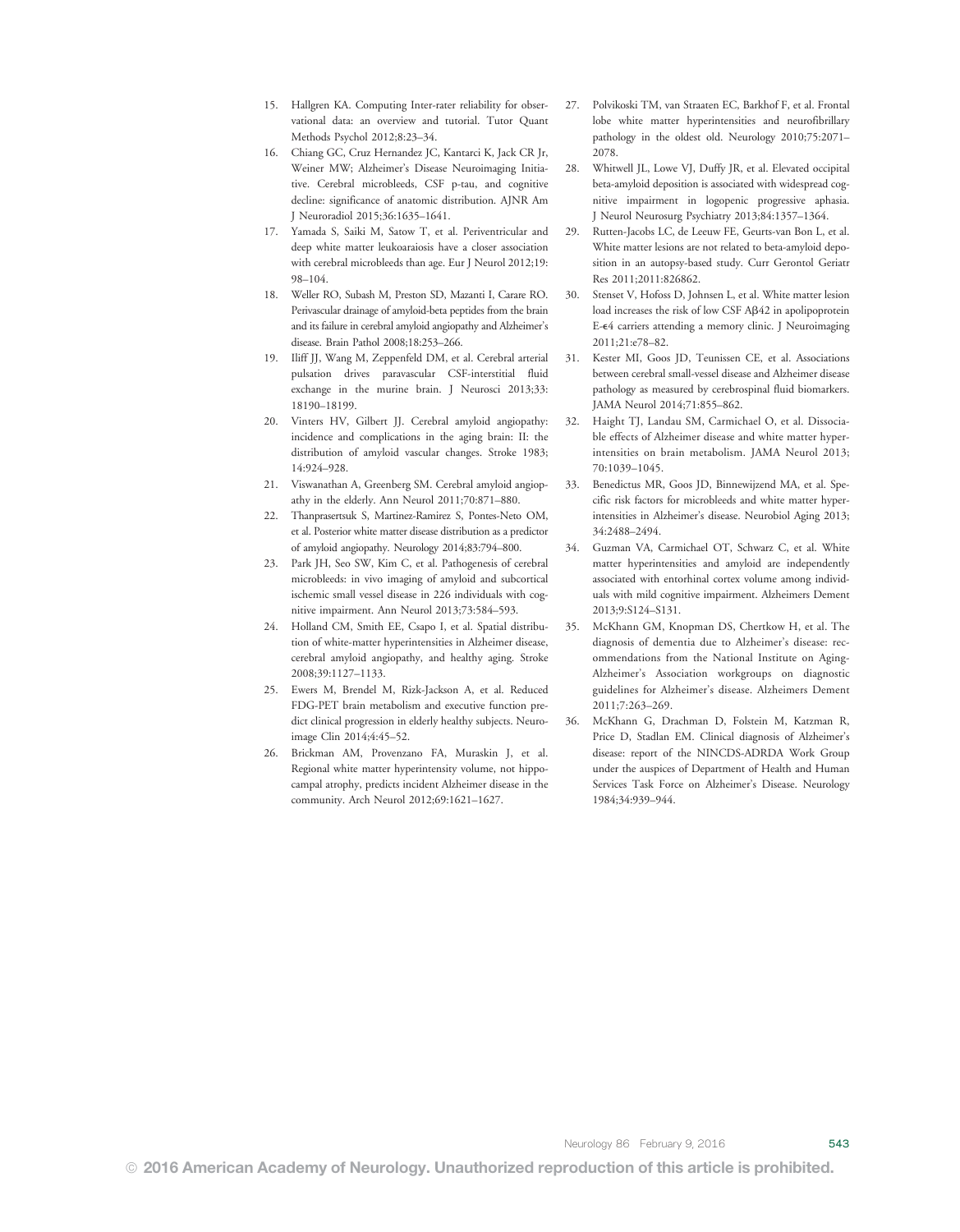15. Hallgren KA. Computing Inter-rater reliability for observational data: an overview and tutorial. Tutor Quant Methods Psychol 2012;8:23–34.
16. Chiang GC, Cruz Hernandez JC, Kantarci K, Jack CR Jr, Weiner MW; Alzheimer's Disease Neuroimaging Initiative. Cerebral microbleeds, CSF p-tau, and cognitive decline: significance of anatomic distribution. AJNR Am J Neuroradiol 2015;36:1635–1641.
17. Yamada S, Saiki M, Satow T, et al. Periventricular and deep white matter leukoaraiosis have a closer association with cerebral microbleeds than age. Eur J Neurol 2012;19:98–104.
18. Weller RO, Subash M, Preston SD, Mazanti I, Carare RO. Perivascular drainage of amyloid-beta peptides from the brain and its failure in cerebral amyloid angiopathy and Alzheimer's disease. Brain Pathol 2008;18:253–266.
19. Iliff JJ, Wang M, Zeppenfeld DM, et al. Cerebral arterial pulsation drives paravascular CSF-interstitial fluid exchange in the murine brain. J Neurosci 2013;33:18190–18199.
20. Vinters HV, Gilbert JJ. Cerebral amyloid angiopathy: incidence and complications in the aging brain: II: the distribution of amyloid vascular changes. Stroke 1983;14:924–928.
21. Viswanathan A, Greenberg SM. Cerebral amyloid angiopathy in the elderly. Ann Neurol 2011;70:871–880.
22. Thanprasertsuk S, Martinez-Ramirez S, Pontes-Neto OM, et al. Posterior white matter disease distribution as a predictor of amyloid angiopathy. Neurology 2014;83:794–800.
23. Park JH, Seo SW, Kim C, et al. Pathogenesis of cerebral microbleeds: in vivo imaging of amyloid and subcortical ischemic small vessel disease in 226 individuals with cognitive impairment. Ann Neurol 2013;73:584–593.
24. Holland CM, Smith EE, Csapo I, et al. Spatial distribution of white-matter hyperintensities in Alzheimer disease, cerebral amyloid angiopathy, and healthy aging. Stroke 2008;39:1127–1133.
25. Ewers M, Brendel M, Rizk-Jackson A, et al. Reduced FDG-PET brain metabolism and executive function predict clinical progression in elderly healthy subjects. Neuroimage Clin 2014;4:45–52.
26. Brickman AM, Provenzano FA, Muraskin J, et al. Regional white matter hyperintensity volume, not hippocampal atrophy, predicts incident Alzheimer disease in the community. Arch Neurol 2012;69:1621–1627.
27. Polvikoski TM, van Straaten EC, Barkhof F, et al. Frontal lobe white matter hyperintensities and neurofibrillary pathology in the oldest old. Neurology 2010;75:2071–2078.
28. Whitwell JL, Lowe VJ, Duffy JR, et al. Elevated occipital beta-amyloid deposition is associated with widespread cognitive impairment in logopenic progressive aphasia. J Neurol Neurosurg Psychiatry 2013;84:1357–1364.
29. Rutten-Jacobs LC, de Leeuw FE, Geurts-van Bon L, et al. White matter lesions are not related to beta-amyloid deposition in an autopsy-based study. Curr Gerontol Geriatr Res 2011;2011:826862.
30. Stenset V, Hofoss D, Johnsen L, et al. White matter lesion load increases the risk of low CSF Aβ42 in apolipoprotein E-ε4 carriers attending a memory clinic. J Neuroimaging 2011;21:e78–82.
31. Kester MI, Goos JD, Teunissen CE, et al. Associations between cerebral small-vessel disease and Alzheimer disease pathology as measured by cerebrospinal fluid biomarkers. JAMA Neurol 2014;71:855–862.
32. Haight TJ, Landau SM, Carmichael O, et al. Dissociable effects of Alzheimer disease and white matter hyperintensities on brain metabolism. JAMA Neurol 2013;70:1039–1045.
33. Benedictus MR, Goos JD, Binnewijzend MA, et al. Specific risk factors for microbleeds and white matter hyperintensities in Alzheimer's disease. Neurobiol Aging 2013;34:2488–2494.
34. Guzman VA, Carmichael OT, Schwarz C, et al. White matter hyperintensities and amyloid are independently associated with entorhinal cortex volume among individuals with mild cognitive impairment. Alzheimers Dement 2013;9:S124–S131.
35. McKhann GM, Knopman DS, Chertkow H, et al. The diagnosis of dementia due to Alzheimer's disease: recommendations from the National Institute on Aging-Alzheimer's Association workgroups on diagnostic guidelines for Alzheimer's disease. Alzheimers Dement 2011;7:263–269.
36. McKhann G, Drachman D, Folstein M, Katzman R, Price D, Stadlan EM. Clinical diagnosis of Alzheimer's disease: report of the NINCDS-ADRDA Work Group under the auspices of Department of Health and Human Services Task Force on Alzheimer's Disease. Neurology 1984;34:939–944.